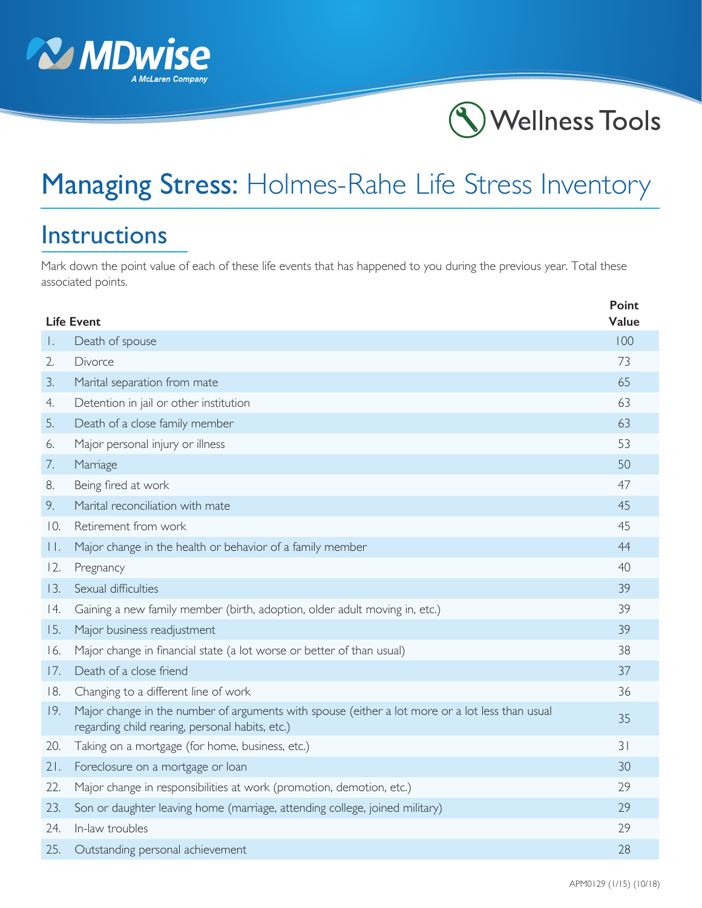MDwise
A McLaren Company

Wellness Tools

# Managing Stress: Holmes-Rahe Life Stress Inventory

## Instructions

Mark down the point value of each of these life events that has happened to you during the previous year. Total these associated points.

| | Life Event | Point Value |
|---|---|---|
| 1. | Death of spouse | 100 |
| 2. | Divorce | 73 |
| 3. | Marital separation from mate | 65 |
| 4. | Detention in jail or other institution | 63 |
| 5. | Death of a close family member | 63 |
| 6. | Major personal injury or illness | 53 |
| 7. | Marriage | 50 |
| 8. | Being fired at work | 47 |
| 9. | Marital reconciliation with mate | 45 |
| 10. | Retirement from work | 45 |
| 11. | Major change in the health or behavior of a family member | 44 |
| 12. | Pregnancy | 40 |
| 13. | Sexual difficulties | 39 |
| 14. | Gaining a new family member (birth, adoption, older adult moving in, etc.) | 39 |
| 15. | Major business readjustment | 39 |
| 16. | Major change in financial state (a lot worse or better of than usual) | 38 |
| 17. | Death of a close friend | 37 |
| 18. | Changing to a different line of work | 36 |
| 19. | Major change in the number of arguments with spouse (either a lot more or a lot less than usual regarding child rearing, personal habits, etc.) | 35 |
| 20. | Taking on a mortgage (for home, business, etc.) | 31 |
| 21. | Foreclosure on a mortgage or loan | 30 |
| 22. | Major change in responsibilities at work (promotion, demotion, etc.) | 29 |
| 23. | Son or daughter leaving home (marriage, attending college, joined military) | 29 |
| 24. | In-law troubles | 29 |
| 25. | Outstanding personal achievement | 28 |

APM0129 (1/15) (10/18)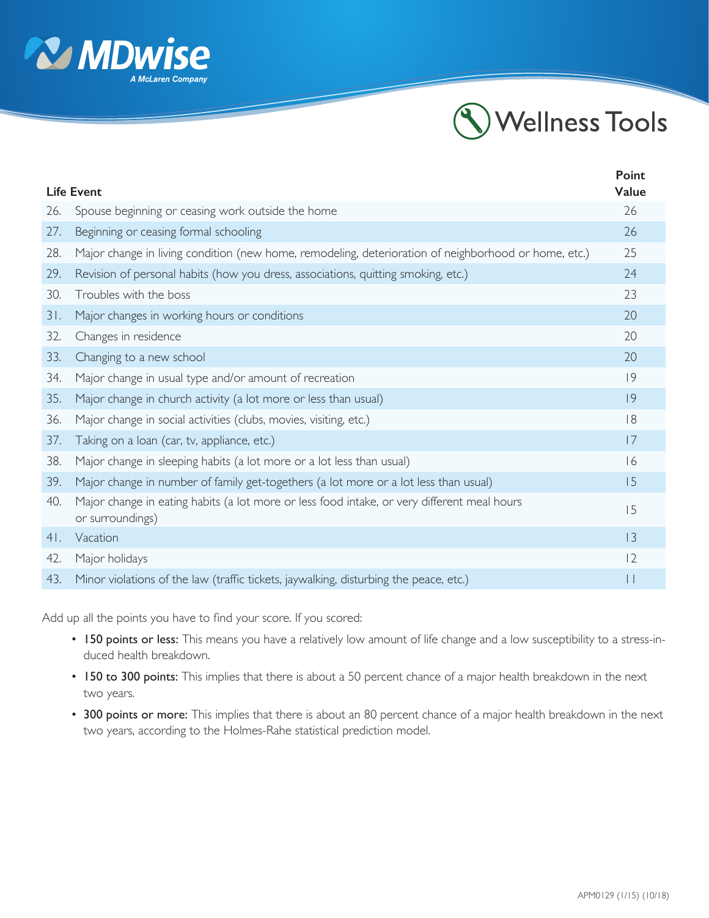# Wellness Tools

| | Life Event | Point Value |
|---|---|---|
| 26. | Spouse beginning or ceasing work outside the home | 26 |
| 27. | Beginning or ceasing formal schooling | 26 |
| 28. | Major change in living condition (new home, remodeling, deterioration of neighborhood or home, etc.) | 25 |
| 29. | Revision of personal habits (how you dress, associations, quitting smoking, etc.) | 24 |
| 30. | Troubles with the boss | 23 |
| 31. | Major changes in working hours or conditions | 20 |
| 32. | Changes in residence | 20 |
| 33. | Changing to a new school | 20 |
| 34. | Major change in usual type and/or amount of recreation | 19 |
| 35. | Major change in church activity (a lot more or less than usual) | 19 |
| 36. | Major change in social activities (clubs, movies, visiting, etc.) | 18 |
| 37. | Taking on a loan (car, tv, appliance, etc.) | 17 |
| 38. | Major change in sleeping habits (a lot more or a lot less than usual) | 16 |
| 39. | Major change in number of family get-togethers (a lot more or a lot less than usual) | 15 |
| 40. | Major change in eating habits (a lot more or less food intake, or very different meal hours or surroundings) | 15 |
| 41. | Vacation | 13 |
| 42. | Major holidays | 12 |
| 43. | Minor violations of the law (traffic tickets, jaywalking, disturbing the peace, etc.) | 11 |

Add up all the points you have to find your score. If you scored:

- **150 points or less:** This means you have a relatively low amount of life change and a low susceptibility to a stress-induced health breakdown.
- **150 to 300 points:** This implies that there is about a 50 percent chance of a major health breakdown in the next two years.
- **300 points or more:** This implies that there is about an 80 percent chance of a major health breakdown in the next two years, according to the Holmes-Rahe statistical prediction model.

APM0129 (1/15) (10/18)